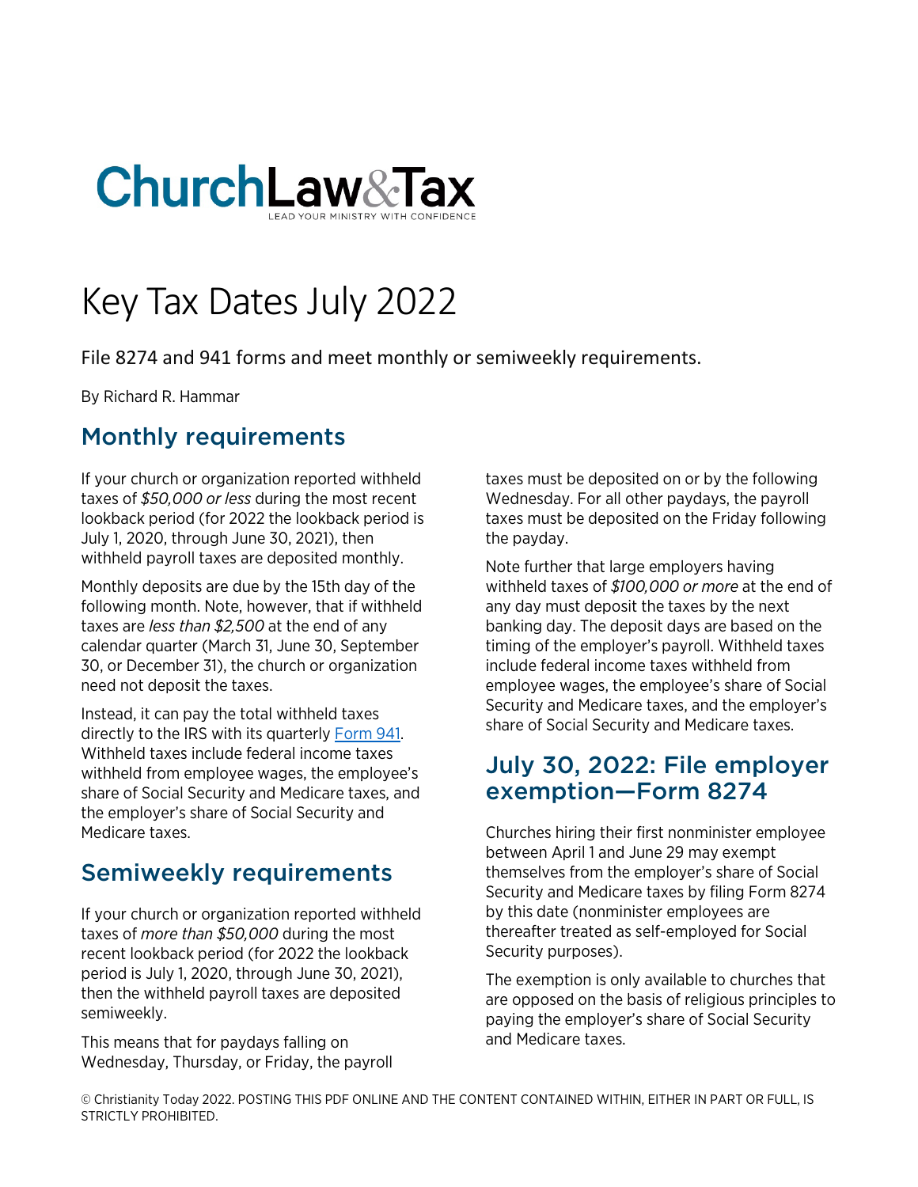ChurchLaw&Tax

LEAD YOUR MINISTRY WITH CONFIDENCE

# Key Tax Dates July 2022

File 8274 and 941 forms and meet monthly or semiweekly requirements.

By Richard R. Hammar

## Monthly requirements

If your church or organization reported withheld taxes of *$50,000 or less* during the most recent lookback period (for 2022 the lookback period is July 1, 2020, through June 30, 2021), then withheld payroll taxes are deposited monthly.

Monthly deposits are due by the 15th day of the following month. Note, however, that if withheld taxes are *less than $2,500* at the end of any calendar quarter (March 31, June 30, September 30, or December 31), the church or organization need not deposit the taxes.

Instead, it can pay the total withheld taxes directly to the IRS with its quarterly Form 941. Withheld taxes include federal income taxes withheld from employee wages, the employee's share of Social Security and Medicare taxes, and the employer's share of Social Security and Medicare taxes.

## Semiweekly requirements

If your church or organization reported withheld taxes of *more than $50,000* during the most recent lookback period (for 2022 the lookback period is July 1, 2020, through June 30, 2021), then the withheld payroll taxes are deposited semiweekly.

This means that for paydays falling on Wednesday, Thursday, or Friday, the payroll taxes must be deposited on or by the following Wednesday. For all other paydays, the payroll taxes must be deposited on the Friday following the payday.

Note further that large employers having withheld taxes of *$100,000 or more* at the end of any day must deposit the taxes by the next banking day. The deposit days are based on the timing of the employer's payroll. Withheld taxes include federal income taxes withheld from employee wages, the employee's share of Social Security and Medicare taxes, and the employer's share of Social Security and Medicare taxes.

## July 30, 2022: File employer exemption—Form 8274

Churches hiring their first nonminister employee between April 1 and June 29 may exempt themselves from the employer's share of Social Security and Medicare taxes by filing Form 8274 by this date (nonminister employees are thereafter treated as self-employed for Social Security purposes).

The exemption is only available to churches that are opposed on the basis of religious principles to paying the employer's share of Social Security and Medicare taxes.

© Christianity Today 2022. POSTING THIS PDF ONLINE AND THE CONTENT CONTAINED WITHIN, EITHER IN PART OR FULL, IS STRICTLY PROHIBITED.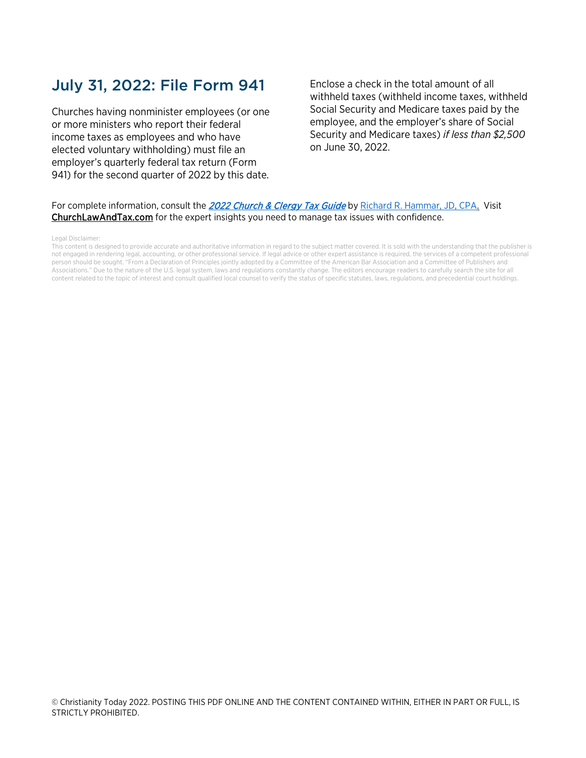## July 31, 2022: File Form 941

Churches having nonminister employees (or one or more ministers who report their federal income taxes as employees and who have elected voluntary withholding) must file an employer's quarterly federal tax return (Form 941) for the second quarter of 2022 by this date.

Enclose a check in the total amount of all withheld taxes (withheld income taxes, withheld Social Security and Medicare taxes paid by the employee, and the employer's share of Social Security and Medicare taxes) *if less than $2,500* on June 30, 2022.

For complete information, consult the ***2022 Church & Clergy Tax Guide*** by Richard R. Hammar, JD, CPA. Visit ChurchLawAndTax.com for the expert insights you need to manage tax issues with confidence.

Legal Disclaimer:
This content is designed to provide accurate and authoritative information in regard to the subject matter covered. It is sold with the understanding that the publisher is not engaged in rendering legal, accounting, or other professional service. If legal advice or other expert assistance is required, the services of a competent professional person should be sought. "From a Declaration of Principles jointly adopted by a Committee of the American Bar Association and a Committee of Publishers and Associations." Due to the nature of the U.S. legal system, laws and regulations constantly change. The editors encourage readers to carefully search the site for all content related to the topic of interest and consult qualified local counsel to verify the status of specific statutes, laws, regulations, and precedential court holdings.

© Christianity Today 2022. POSTING THIS PDF ONLINE AND THE CONTENT CONTAINED WITHIN, EITHER IN PART OR FULL, IS STRICTLY PROHIBITED.